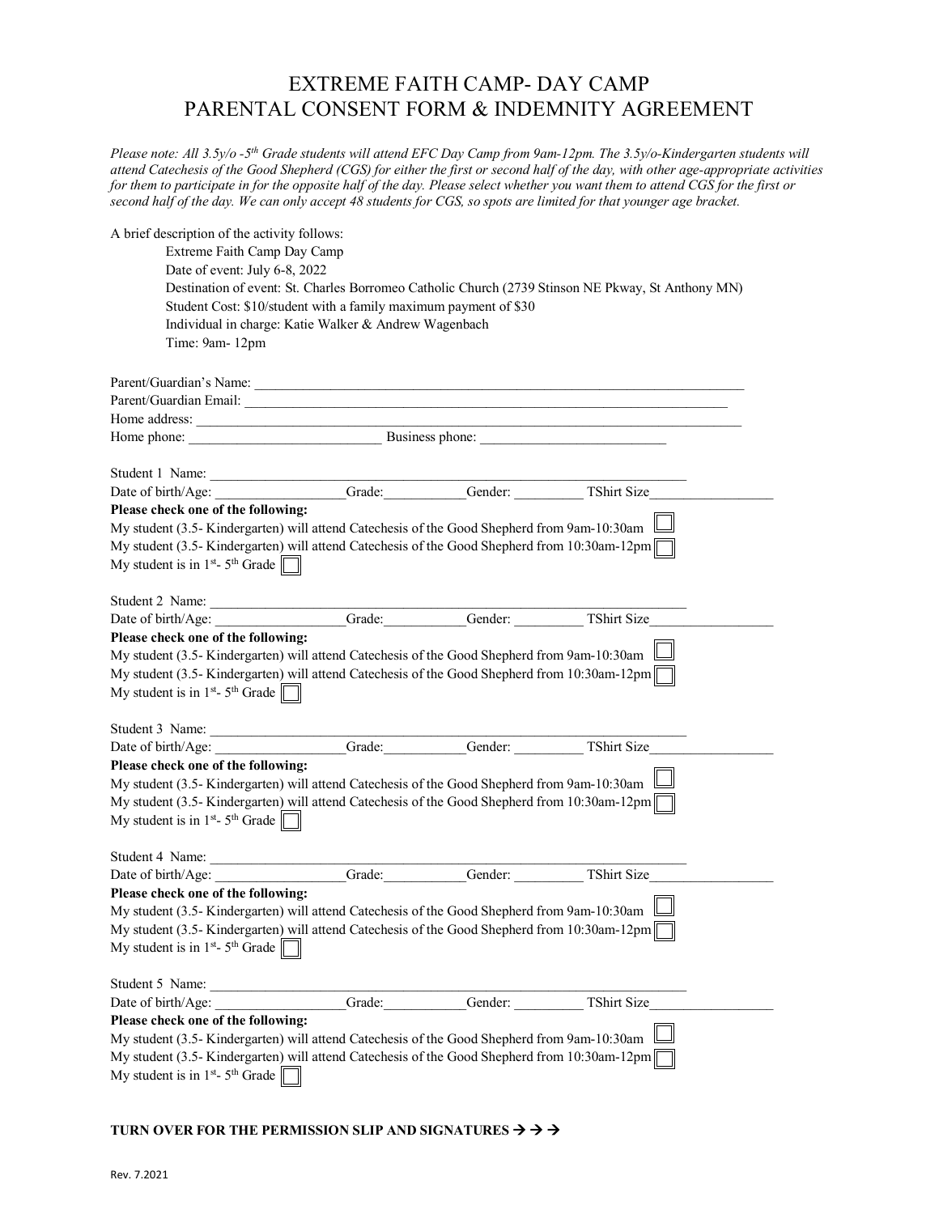# EXTREME FAITH CAMP- DAY CAMP
# PARENTAL CONSENT FORM & INDEMNITY AGREEMENT

*Please note: All 3.5y/o -5th Grade students will attend EFC Day Camp from 9am-12pm. The 3.5y/o-Kindergarten students will attend Catechesis of the Good Shepherd (CGS) for either the first or second half of the day, with other age-appropriate activities for them to participate in for the opposite half of the day. Please select whether you want them to attend CGS for the first or second half of the day. We can only accept 48 students for CGS, so spots are limited for that younger age bracket.*

A brief description of the activity follows:

Extreme Faith Camp Day Camp
Date of event: July 6-8, 2022
Destination of event: St. Charles Borromeo Catholic Church (2739 Stinson NE Pkway, St Anthony MN)
Student Cost: $10/student with a family maximum payment of $30
Individual in charge: Katie Walker & Andrew Wagenbach
Time: 9am- 12pm

Parent/Guardian's Name: ______________________________
Parent/Guardian Email: ______________________________
Home address: ______________________________
Home phone: ______________ Business phone: ______________

Student 1 Name: ______________________________
Date of birth/Age: __________ Grade: ________ Gender: ________ TShirt Size __________
**Please check one of the following:**
My student (3.5- Kindergarten) will attend Catechesis of the Good Shepherd from 9am-10:30am ☐
My student (3.5- Kindergarten) will attend Catechesis of the Good Shepherd from 10:30am-12pm ☐
My student is in 1st- 5th Grade ☐

Student 2 Name: ______________________________
Date of birth/Age: __________ Grade: ________ Gender: ________ TShirt Size __________
**Please check one of the following:**
My student (3.5- Kindergarten) will attend Catechesis of the Good Shepherd from 9am-10:30am ☐
My student (3.5- Kindergarten) will attend Catechesis of the Good Shepherd from 10:30am-12pm ☐
My student is in 1st- 5th Grade ☐

Student 3 Name: ______________________________
Date of birth/Age: __________ Grade: ________ Gender: ________ TShirt Size __________
**Please check one of the following:**
My student (3.5- Kindergarten) will attend Catechesis of the Good Shepherd from 9am-10:30am ☐
My student (3.5- Kindergarten) will attend Catechesis of the Good Shepherd from 10:30am-12pm ☐
My student is in 1st- 5th Grade ☐

Student 4 Name: ______________________________
Date of birth/Age: __________ Grade: ________ Gender: ________ TShirt Size __________
**Please check one of the following:**
My student (3.5- Kindergarten) will attend Catechesis of the Good Shepherd from 9am-10:30am ☐
My student (3.5- Kindergarten) will attend Catechesis of the Good Shepherd from 10:30am-12pm ☐
My student is in 1st- 5th Grade ☐

Student 5 Name: ______________________________
Date of birth/Age: __________ Grade: ________ Gender: ________ TShirt Size __________
**Please check one of the following:**
My student (3.5- Kindergarten) will attend Catechesis of the Good Shepherd from 9am-10:30am ☐
My student (3.5- Kindergarten) will attend Catechesis of the Good Shepherd from 10:30am-12pm ☐
My student is in 1st- 5th Grade ☐

**TURN OVER FOR THE PERMISSION SLIP AND SIGNATURES → → →**

Rev. 7.2021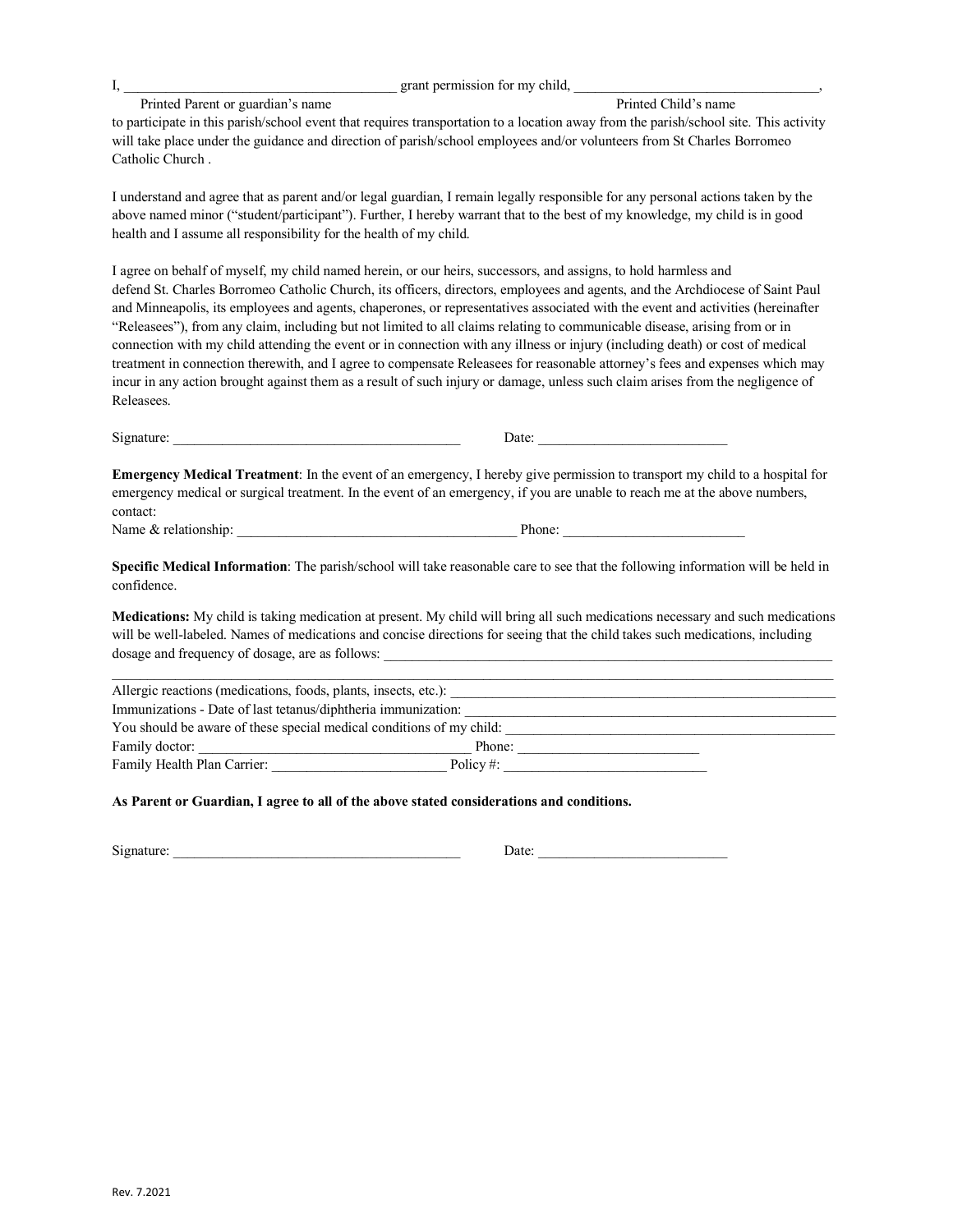I, ______________________________________ grant permission for my child, __________________________________,
Printed Parent or guardian's name                    Printed Child's name
to participate in this parish/school event that requires transportation to a location away from the parish/school site. This activity will take place under the guidance and direction of parish/school employees and/or volunteers from St Charles Borromeo Catholic Church .

I understand and agree that as parent and/or legal guardian, I remain legally responsible for any personal actions taken by the above named minor ("student/participant"). Further, I hereby warrant that to the best of my knowledge, my child is in good health and I assume all responsibility for the health of my child.

I agree on behalf of myself, my child named herein, or our heirs, successors, and assigns, to hold harmless and defend St. Charles Borromeo Catholic Church, its officers, directors, employees and agents, and the Archdiocese of Saint Paul and Minneapolis, its employees and agents, chaperones, or representatives associated with the event and activities (hereinafter "Releasees"), from any claim, including but not limited to all claims relating to communicable disease, arising from or in connection with my child attending the event or in connection with any illness or injury (including death) or cost of medical treatment in connection therewith, and I agree to compensate Releasees for reasonable attorney's fees and expenses which may incur in any action brought against them as a result of such injury or damage, unless such claim arises from the negligence of Releasees.

Signature: ________________________________________ Date: __________________________

**Emergency Medical Treatment**: In the event of an emergency, I hereby give permission to transport my child to a hospital for emergency medical or surgical treatment. In the event of an emergency, if you are unable to reach me at the above numbers, contact:
Name & relationship: ________________________________________ Phone: _________________________

**Specific Medical Information**: The parish/school will take reasonable care to see that the following information will be held in confidence.

**Medications:** My child is taking medication at present. My child will bring all such medications necessary and such medications will be well-labeled. Names of medications and concise directions for seeing that the child takes such medications, including dosage and frequency of dosage, are as follows: ____________________________________________________________________
______________________________________________________________________________________________

Allergic reactions (medications, foods, plants, insects, etc.): ________________________________________________________
Immunizations - Date of last tetanus/diphtheria immunization: ______________________________________________________
You should be aware of these special medical conditions of my child: ________________________________________________
Family doctor: ______________________________________ Phone: _________________________
Family Health Plan Carrier: ________________________ Policy #: ____________________________

**As Parent or Guardian, I agree to all of the above stated considerations and conditions.**

Signature: ________________________________________ Date: __________________________

Rev. 7.2021